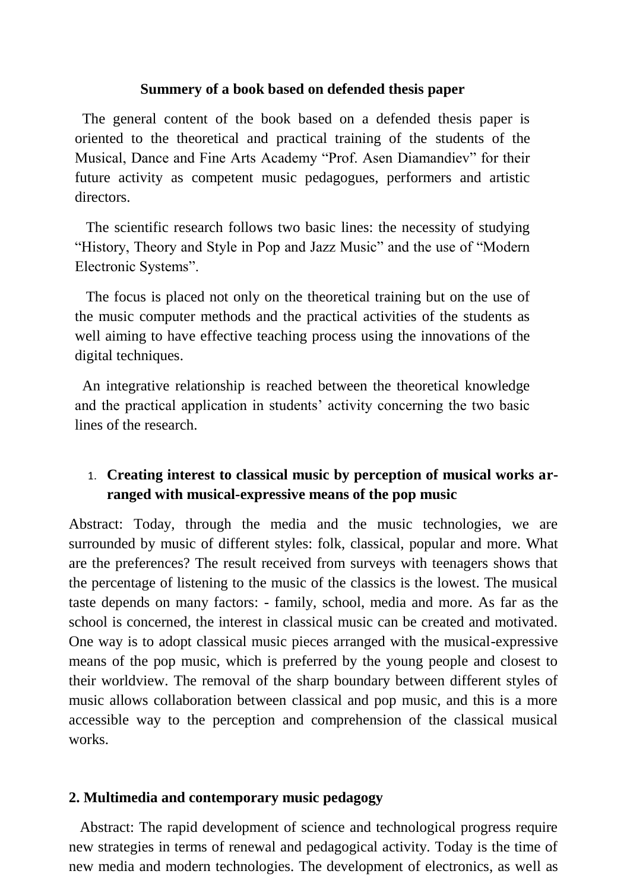**Summery of a book based on defended thesis paper**

The general content of the book based on a defended thesis paper is oriented to the theoretical and practical training of the students of the Musical, Dance and Fine Arts Academy "Prof. Asen Diamandiev" for their future activity as competent music pedagogues, performers and artistic directors.

The scientific research follows two basic lines: the necessity of studying "History, Theory and Style in Pop and Jazz Music" and the use of "Modern Electronic Systems".

The focus is placed not only on the theoretical training but on the use of the music computer methods and the practical activities of the students as well aiming to have effective teaching process using the innovations of the digital techniques.

An integrative relationship is reached between the theoretical knowledge and the practical application in students' activity concerning the two basic lines of the research.

1. **Creating interest to classical music by perception of musical works arranged with musical-expressive means of the pop music**

Abstract: Today, through the media and the music technologies, we are surrounded by music of different styles: folk, classical, popular and more. What are the preferences? The result received from surveys with teenagers shows that the percentage of listening to the music of the classics is the lowest. The musical taste depends on many factors: - family, school, media and more. As far as the school is concerned, the interest in classical music can be created and motivated. One way is to adopt classical music pieces arranged with the musical-expressive means of the pop music, which is preferred by the young people and closest to their worldview. The removal of the sharp boundary between different styles of music allows collaboration between classical and pop music, and this is a more accessible way to the perception and comprehension of the classical musical works.

**2. Multimedia and contemporary music pedagogy**

Abstract: The rapid development of science and technological progress require new strategies in terms of renewal and pedagogical activity. Today is the time of new media and modern technologies. The development of electronics, as well as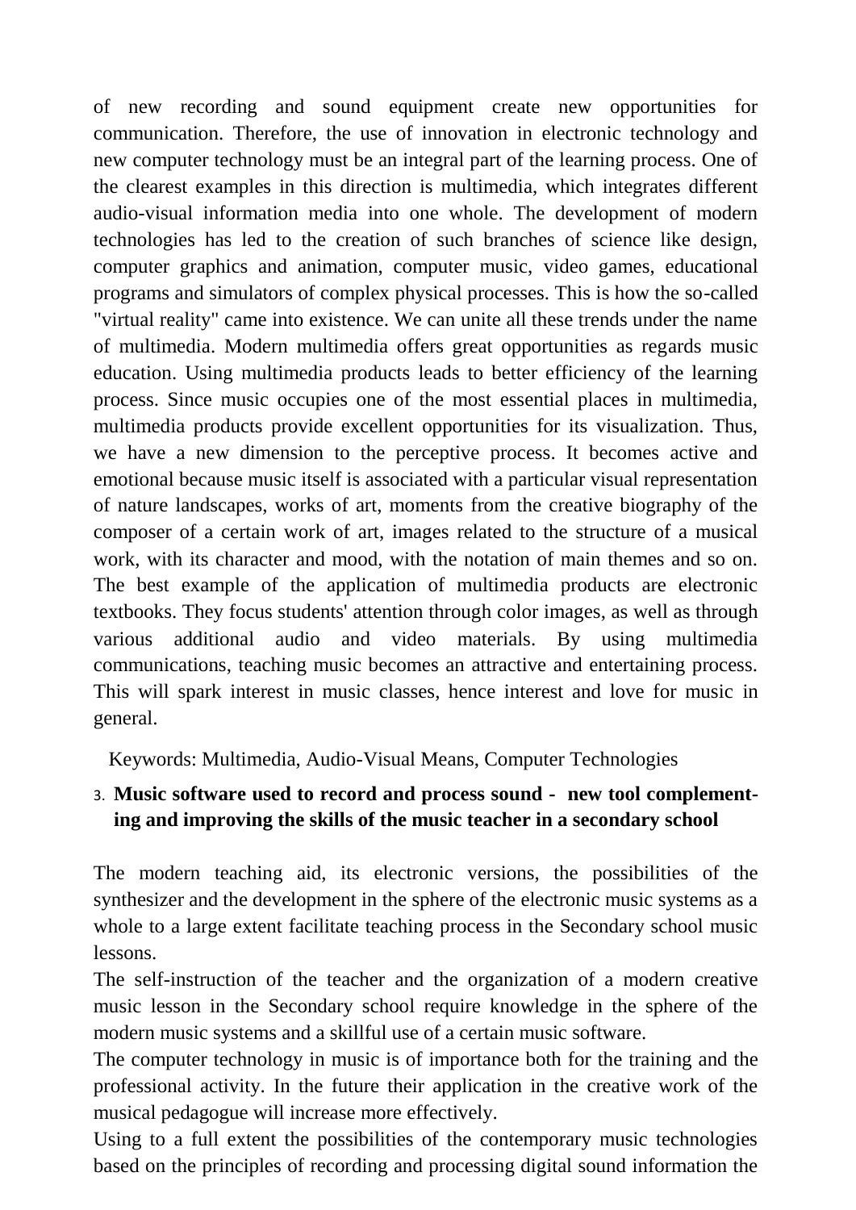of new recording and sound equipment create new opportunities for communication. Therefore, the use of innovation in electronic technology and new computer technology must be an integral part of the learning process. One of the clearest examples in this direction is multimedia, which integrates different audio-visual information media into one whole. The development of modern technologies has led to the creation of such branches of science like design, computer graphics and animation, computer music, video games, educational programs and simulators of complex physical processes. This is how the so-called "virtual reality" came into existence. We can unite all these trends under the name of multimedia. Modern multimedia offers great opportunities as regards music education. Using multimedia products leads to better efficiency of the learning process. Since music occupies one of the most essential places in multimedia, multimedia products provide excellent opportunities for its visualization. Thus, we have a new dimension to the perceptive process. It becomes active and emotional because music itself is associated with a particular visual representation of nature landscapes, works of art, moments from the creative biography of the composer of a certain work of art, images related to the structure of a musical work, with its character and mood, with the notation of main themes and so on. The best example of the application of multimedia products are electronic textbooks. They focus students' attention through color images, as well as through various additional audio and video materials. By using multimedia communications, teaching music becomes an attractive and entertaining process. This will spark interest in music classes, hence interest and love for music in general.

Keywords: Multimedia, Audio-Visual Means, Computer Technologies

### 3. Music software used to record and process sound - new tool complementing and improving the skills of the music teacher in a secondary school

The modern teaching aid, its electronic versions, the possibilities of the synthesizer and the development in the sphere of the electronic music systems as a whole to a large extent facilitate teaching process in the Secondary school music lessons.

The self-instruction of the teacher and the organization of a modern creative music lesson in the Secondary school require knowledge in the sphere of the modern music systems and a skillful use of a certain music software.

The computer technology in music is of importance both for the training and the professional activity. In the future their application in the creative work of the musical pedagogue will increase more effectively.

Using to a full extent the possibilities of the contemporary music technologies based on the principles of recording and processing digital sound information the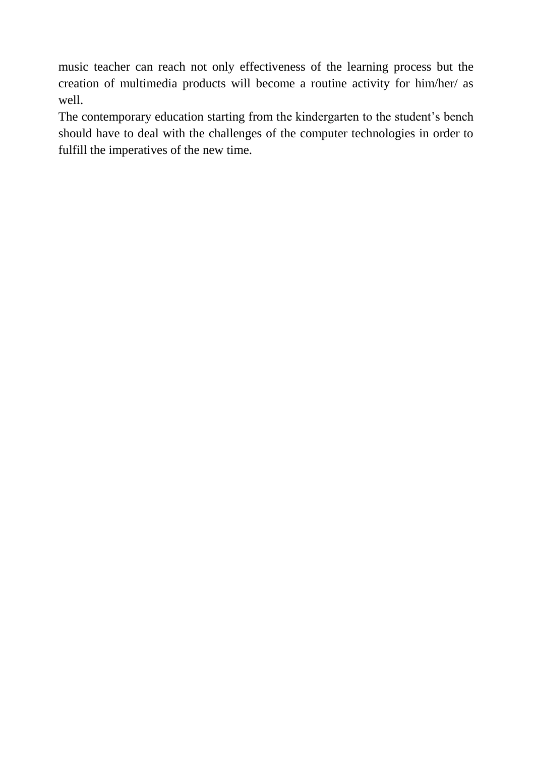music teacher can reach not only effectiveness of the learning process but the creation of multimedia products will become a routine activity for him/her/ as well.

The contemporary education starting from the kindergarten to the student's bench should have to deal with the challenges of the computer technologies in order to fulfill the imperatives of the new time.